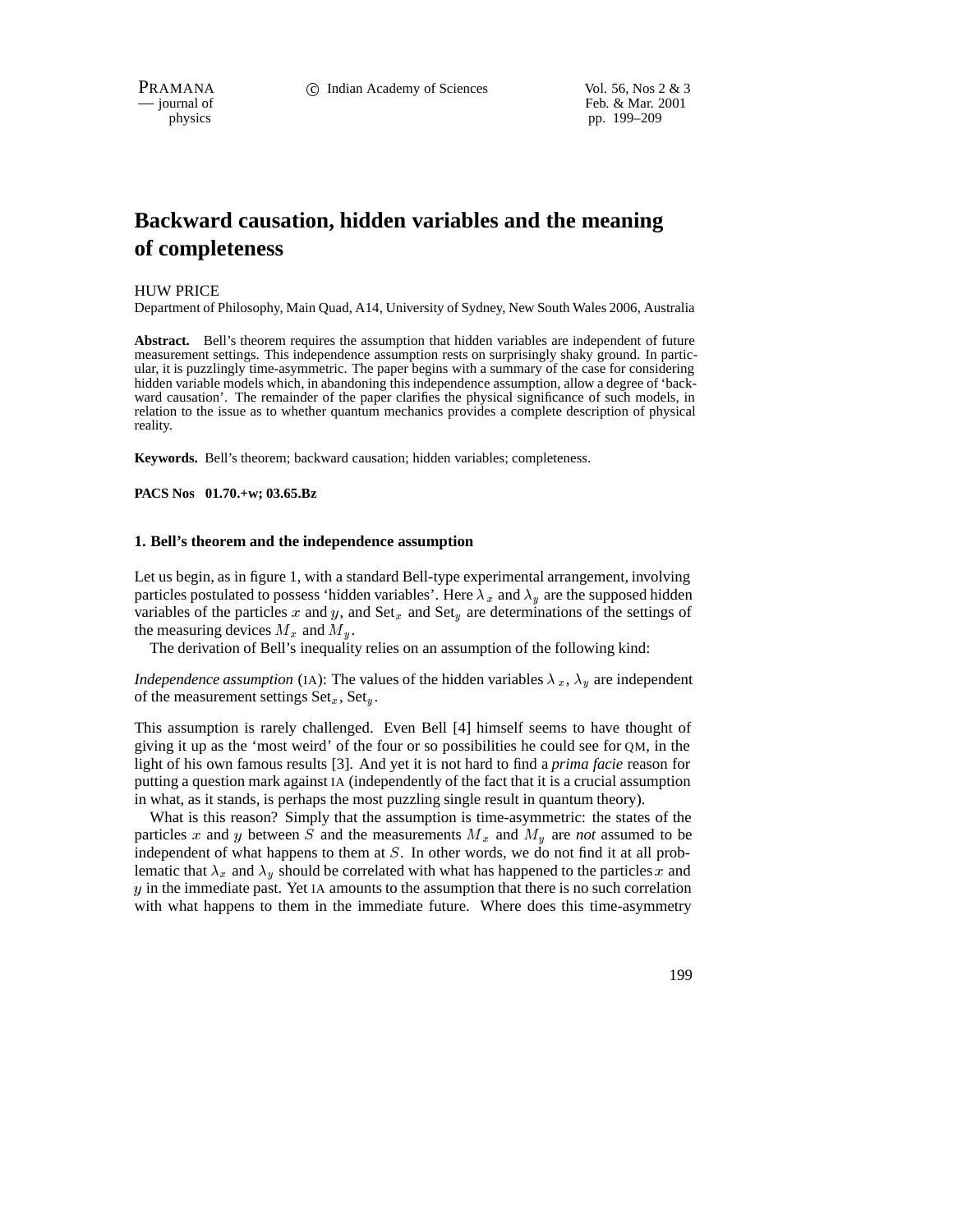# Backward causation, hidden variables and the meaning of completeness

HUW PRICE

Department of Philosophy, Main Quad, A14, University of Sydney, New South Wales 2006, Australia

**Abstract.** Bell's theorem requires the assumption that hidden variables are independent of future measurement settings. This independence assumption rests on surprisingly shaky ground. In particular, it is puzzlingly time-asymmetric. The paper begins with a summary of the case for considering hidden variable models which, in abandoning this independence assumption, allow a degree of 'backward causation'. The remainder of the paper clarifies the physical significance of such models, in relation to the issue as to whether quantum mechanics provides a complete description of physical reality.

**Keywords.** Bell's theorem; backward causation; hidden variables; completeness.

**PACS Nos 01.70.+w; 03.65.Bz**

## 1. Bell's theorem and the independence assumption

Let us begin, as in figure 1, with a standard Bell-type experimental arrangement, involving particles postulated to possess 'hidden variables'. Here $\lambda_x$ and $\lambda_y$ are the supposed hidden variables of the particles $x$ and $y$, and $\text{Set}_x$ and $\text{Set}_y$ are determinations of the settings of the measuring devices $M_x$ and $M_y$.

The derivation of Bell's inequality relies on an assumption of the following kind:

*Independence assumption* (IA): The values of the hidden variables $\lambda_x$, $\lambda_y$ are independent of the measurement settings $\text{Set}_x$, $\text{Set}_y$.

This assumption is rarely challenged. Even Bell [4] himself seems to have thought of giving it up as the 'most weird' of the four or so possibilities he could see for QM, in the light of his own famous results [3]. And yet it is not hard to find a *prima facie* reason for putting a question mark against IA (independently of the fact that it is a crucial assumption in what, as it stands, is perhaps the most puzzling single result in quantum theory).

What is this reason? Simply that the assumption is time-asymmetric: the states of the particles $x$ and $y$ between $S$ and the measurements $M_x$ and $M_y$ are *not* assumed to be independent of what happens to them at $S$. In other words, we do not find it at all problematic that $\lambda_x$ and $\lambda_y$ should be correlated with what has happened to the particles $x$ and $y$ in the immediate past. Yet IA amounts to the assumption that there is no such correlation with what happens to them in the immediate future. Where does this time-asymmetry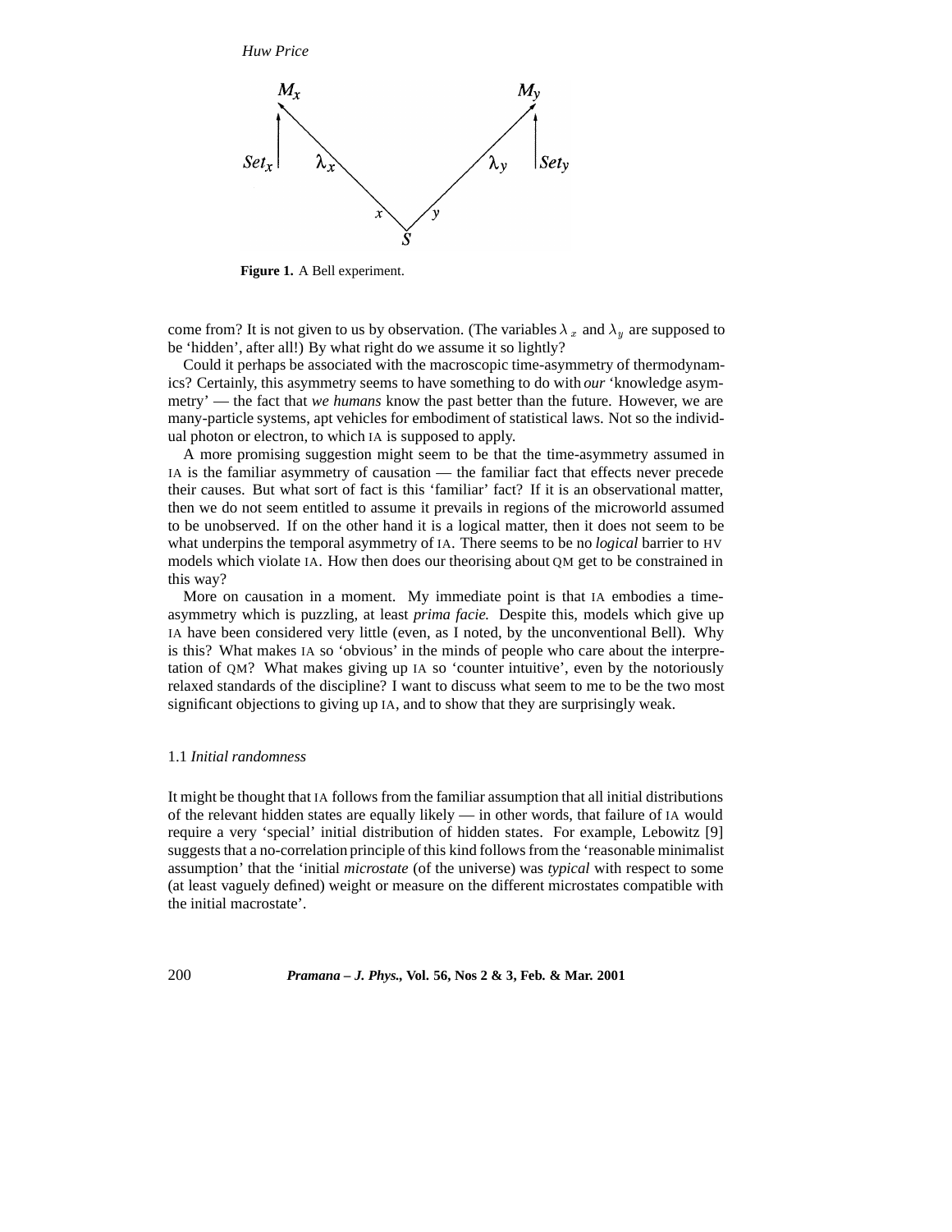**Figure 1.** A Bell experiment.

come from? It is not given to us by observation. (The variables $\lambda_x$ and $\lambda_y$ are supposed to be 'hidden', after all!) By what right do we assume it so lightly?

Could it perhaps be associated with the macroscopic time-asymmetry of thermodynamics? Certainly, this asymmetry seems to have something to do with *our* 'knowledge asymmetry' — the fact that *we humans* know the past better than the future. However, we are many-particle systems, apt vehicles for embodiment of statistical laws. Not so the individual photon or electron, to which IA is supposed to apply.

A more promising suggestion might seem to be that the time-asymmetry assumed in IA is the familiar asymmetry of causation — the familiar fact that effects never precede their causes. But what sort of fact is this 'familiar' fact? If it is an observational matter, then we do not seem entitled to assume it prevails in regions of the microworld assumed to be unobserved. If on the other hand it is a logical matter, then it does not seem to be what underpins the temporal asymmetry of IA. There seems to be no *logical* barrier to HV models which violate IA. How then does our theorising about QM get to be constrained in this way?

More on causation in a moment. My immediate point is that IA embodies a time-asymmetry which is puzzling, at least *prima facie.* Despite this, models which give up IA have been considered very little (even, as I noted, by the unconventional Bell). Why is this? What makes IA so 'obvious' in the minds of people who care about the interpretation of QM? What makes giving up IA so 'counter intuitive', even by the notoriously relaxed standards of the discipline? I want to discuss what seem to me to be the two most significant objections to giving up IA, and to show that they are surprisingly weak.

### 1.1 *Initial randomness*

It might be thought that IA follows from the familiar assumption that all initial distributions of the relevant hidden states are equally likely — in other words, that failure of IA would require a very 'special' initial distribution of hidden states. For example, Lebowitz [9] suggests that a no-correlation principle of this kind follows from the 'reasonable minimalist assumption' that the 'initial *microstate* (of the universe) was *typical* with respect to some (at least vaguely defined) weight or measure on the different microstates compatible with the initial macrostate'.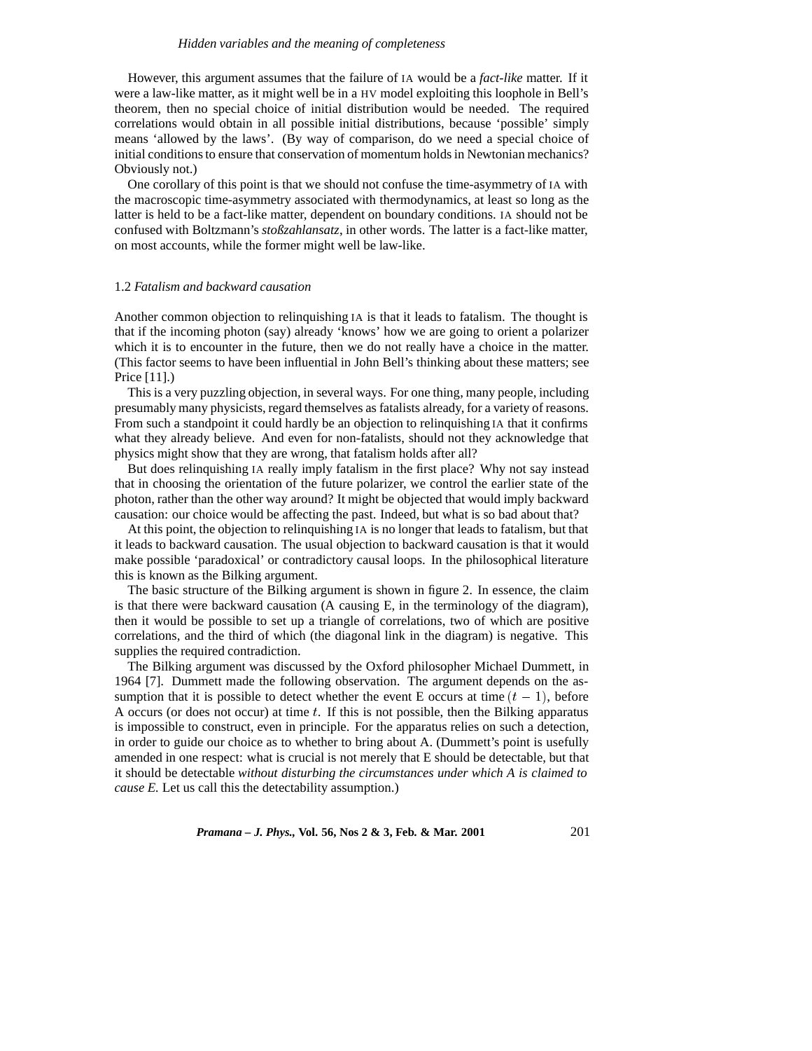However, this argument assumes that the failure of IA would be a *fact-like* matter. If it were a law-like matter, as it might well be in a HV model exploiting this loophole in Bell's theorem, then no special choice of initial distribution would be needed. The required correlations would obtain in all possible initial distributions, because 'possible' simply means 'allowed by the laws'. (By way of comparison, do we need a special choice of initial conditions to ensure that conservation of momentum holds in Newtonian mechanics? Obviously not.)

One corollary of this point is that we should not confuse the time-asymmetry of IA with the macroscopic time-asymmetry associated with thermodynamics, at least so long as the latter is held to be a fact-like matter, dependent on boundary conditions. IA should not be confused with Boltzmann's *stoßzahlansatz*, in other words. The latter is a fact-like matter, on most accounts, while the former might well be law-like.

### 1.2 *Fatalism and backward causation*

Another common objection to relinquishing IA is that it leads to fatalism. The thought is that if the incoming photon (say) already 'knows' how we are going to orient a polarizer which it is to encounter in the future, then we do not really have a choice in the matter. (This factor seems to have been influential in John Bell's thinking about these matters; see Price [11].)

This is a very puzzling objection, in several ways. For one thing, many people, including presumably many physicists, regard themselves as fatalists already, for a variety of reasons. From such a standpoint it could hardly be an objection to relinquishing IA that it confirms what they already believe. And even for non-fatalists, should not they acknowledge that physics might show that they are wrong, that fatalism holds after all?

But does relinquishing IA really imply fatalism in the first place? Why not say instead that in choosing the orientation of the future polarizer, we control the earlier state of the photon, rather than the other way around? It might be objected that would imply backward causation: our choice would be affecting the past. Indeed, but what is so bad about that?

At this point, the objection to relinquishing IA is no longer that leads to fatalism, but that it leads to backward causation. The usual objection to backward causation is that it would make possible 'paradoxical' or contradictory causal loops. In the philosophical literature this is known as the Bilking argument.

The basic structure of the Bilking argument is shown in figure 2. In essence, the claim is that there were backward causation (A causing E, in the terminology of the diagram), then it would be possible to set up a triangle of correlations, two of which are positive correlations, and the third of which (the diagonal link in the diagram) is negative. This supplies the required contradiction.

The Bilking argument was discussed by the Oxford philosopher Michael Dummett, in 1964 [7]. Dummett made the following observation. The argument depends on the assumption that it is possible to detect whether the event E occurs at time $(t-1)$, before A occurs (or does not occur) at time $t$. If this is not possible, then the Bilking apparatus is impossible to construct, even in principle. For the apparatus relies on such a detection, in order to guide our choice as to whether to bring about A. (Dummett's point is usefully amended in one respect: what is crucial is not merely that E should be detectable, but that it should be detectable *without disturbing the circumstances under which A is claimed to cause E.* Let us call this the detectability assumption.)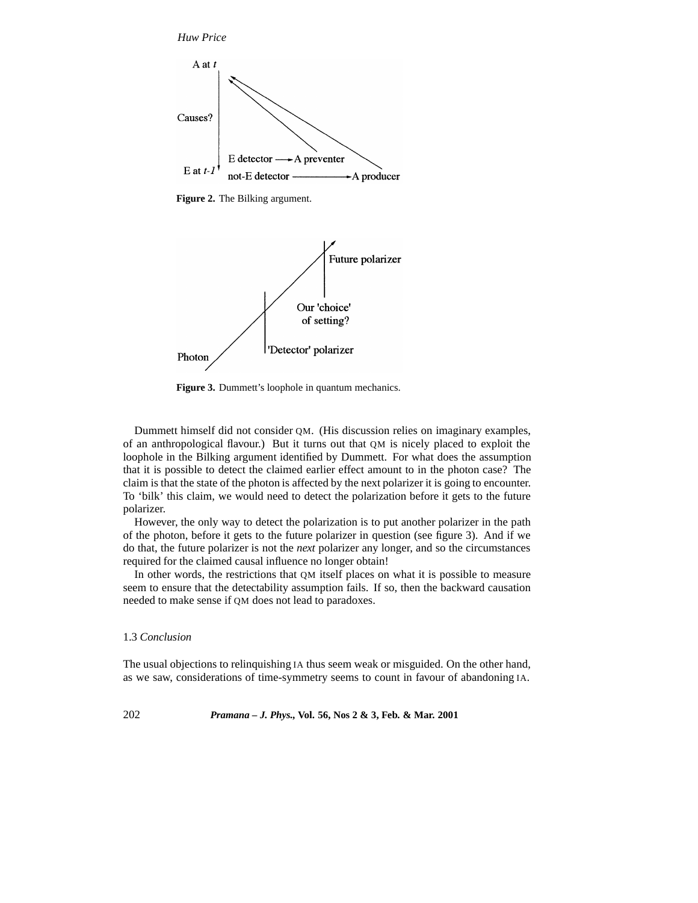**Figure 2.** The Bilking argument.

**Figure 3.** Dummett's loophole in quantum mechanics.

Dummett himself did not consider QM. (His discussion relies on imaginary examples, of an anthropological flavour.) But it turns out that QM is nicely placed to exploit the loophole in the Bilking argument identified by Dummett. For what does the assumption that it is possible to detect the claimed earlier effect amount to in the photon case? The claim is that the state of the photon is affected by the next polarizer it is going to encounter. To 'bilk' this claim, we would need to detect the polarization before it gets to the future polarizer.

However, the only way to detect the polarization is to put another polarizer in the path of the photon, before it gets to the future polarizer in question (see figure 3). And if we do that, the future polarizer is not the *next* polarizer any longer, and so the circumstances required for the claimed causal influence no longer obtain!

In other words, the restrictions that QM itself places on what it is possible to measure seem to ensure that the detectability assumption fails. If so, then the backward causation needed to make sense if QM does not lead to paradoxes.

### 1.3 *Conclusion*

The usual objections to relinquishing IA thus seem weak or misguided. On the other hand, as we saw, considerations of time-symmetry seems to count in favour of abandoning IA.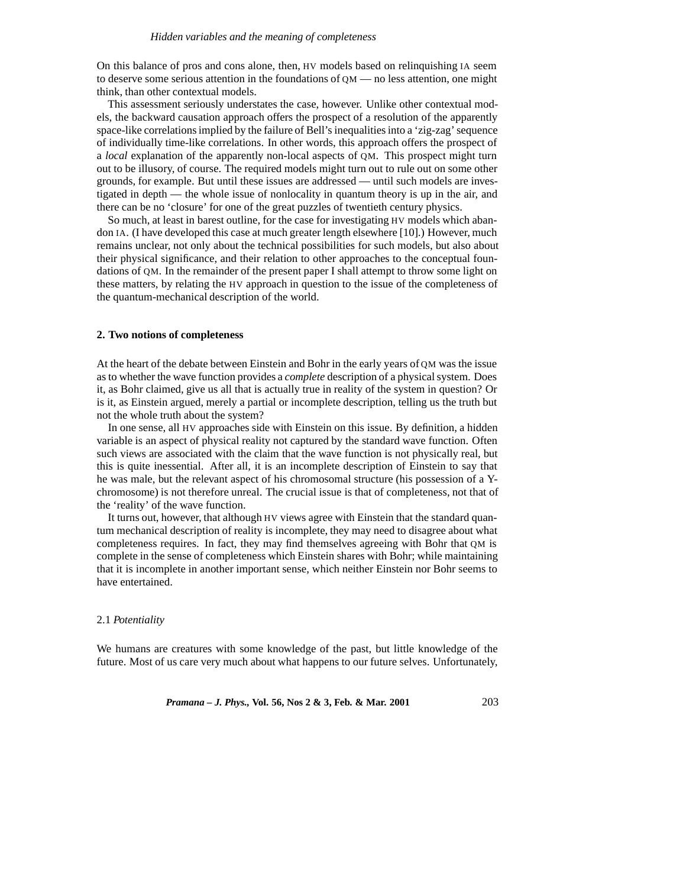On this balance of pros and cons alone, then, HV models based on relinquishing IA seem to deserve some serious attention in the foundations of QM — no less attention, one might think, than other contextual models.

This assessment seriously understates the case, however. Unlike other contextual models, the backward causation approach offers the prospect of a resolution of the apparently space-like correlations implied by the failure of Bell's inequalities into a 'zig-zag' sequence of individually time-like correlations. In other words, this approach offers the prospect of a *local* explanation of the apparently non-local aspects of QM. This prospect might turn out to be illusory, of course. The required models might turn out to rule out on some other grounds, for example. But until these issues are addressed — until such models are investigated in depth — the whole issue of nonlocality in quantum theory is up in the air, and there can be no 'closure' for one of the great puzzles of twentieth century physics.

So much, at least in barest outline, for the case for investigating HV models which abandon IA. (I have developed this case at much greater length elsewhere [10].) However, much remains unclear, not only about the technical possibilities for such models, but also about their physical significance, and their relation to other approaches to the conceptual foundations of QM. In the remainder of the present paper I shall attempt to throw some light on these matters, by relating the HV approach in question to the issue of the completeness of the quantum-mechanical description of the world.

## 2. Two notions of completeness

At the heart of the debate between Einstein and Bohr in the early years of QM was the issue as to whether the wave function provides a *complete* description of a physical system. Does it, as Bohr claimed, give us all that is actually true in reality of the system in question? Or is it, as Einstein argued, merely a partial or incomplete description, telling us the truth but not the whole truth about the system?

In one sense, all HV approaches side with Einstein on this issue. By definition, a hidden variable is an aspect of physical reality not captured by the standard wave function. Often such views are associated with the claim that the wave function is not physically real, but this is quite inessential. After all, it is an incomplete description of Einstein to say that he was male, but the relevant aspect of his chromosomal structure (his possession of a Y-chromosome) is not therefore unreal. The crucial issue is that of completeness, not that of the 'reality' of the wave function.

It turns out, however, that although HV views agree with Einstein that the standard quantum mechanical description of reality is incomplete, they may need to disagree about what completeness requires. In fact, they may find themselves agreeing with Bohr that QM is complete in the sense of completeness which Einstein shares with Bohr; while maintaining that it is incomplete in another important sense, which neither Einstein nor Bohr seems to have entertained.

### 2.1 *Potentiality*

We humans are creatures with some knowledge of the past, but little knowledge of the future. Most of us care very much about what happens to our future selves. Unfortunately,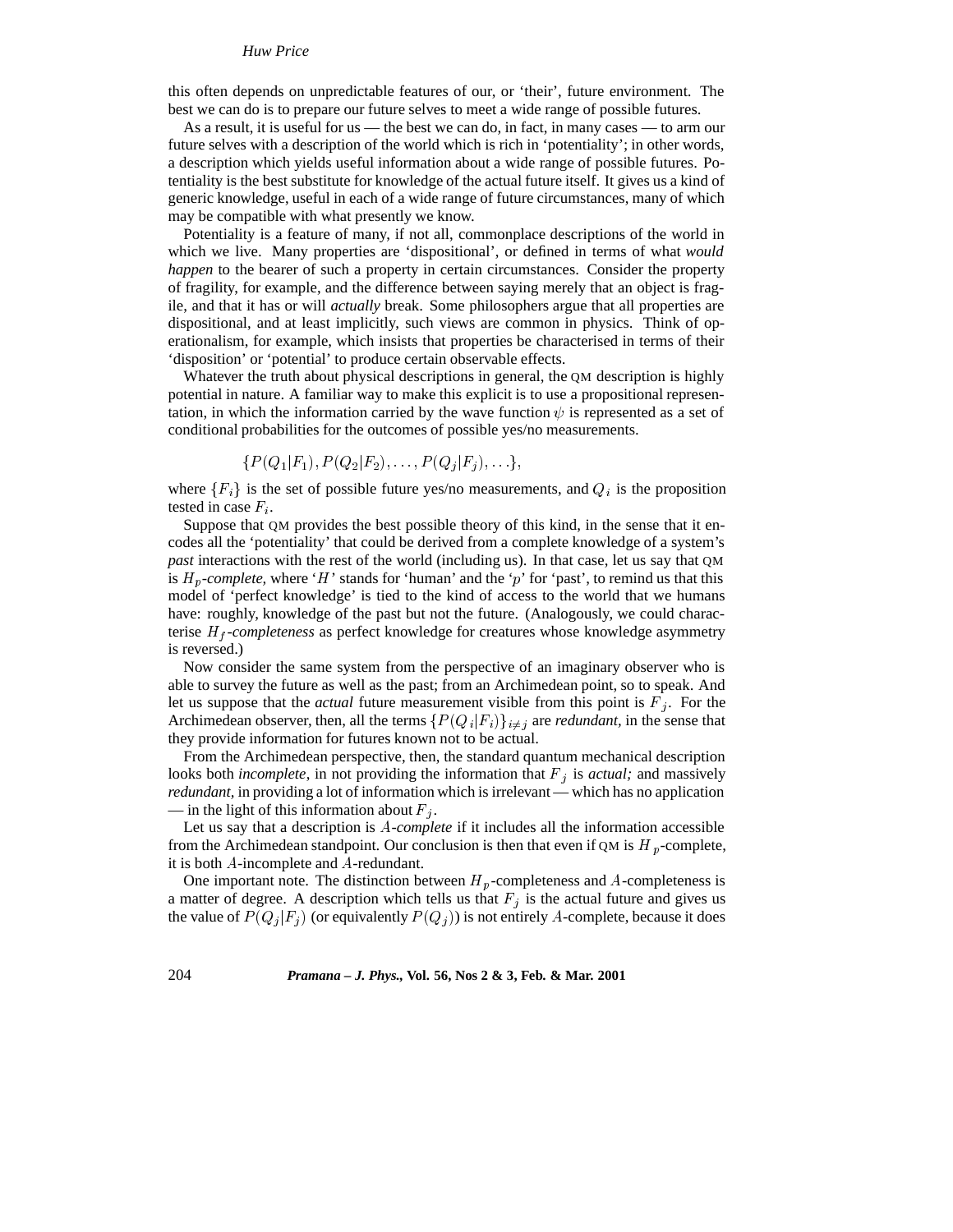this often depends on unpredictable features of our, or 'their', future environment. The best we can do is to prepare our future selves to meet a wide range of possible futures.

As a result, it is useful for us — the best we can do, in fact, in many cases — to arm our future selves with a description of the world which is rich in 'potentiality'; in other words, a description which yields useful information about a wide range of possible futures. Potentiality is the best substitute for knowledge of the actual future itself. It gives us a kind of generic knowledge, useful in each of a wide range of future circumstances, many of which may be compatible with what presently we know.

Potentiality is a feature of many, if not all, commonplace descriptions of the world in which we live. Many properties are 'dispositional', or defined in terms of what *would happen* to the bearer of such a property in certain circumstances. Consider the property of fragility, for example, and the difference between saying merely that an object is fragile, and that it has or will *actually* break. Some philosophers argue that all properties are dispositional, and at least implicitly, such views are common in physics. Think of operationalism, for example, which insists that properties be characterised in terms of their 'disposition' or 'potential' to produce certain observable effects.

Whatever the truth about physical descriptions in general, the QM description is highly potential in nature. A familiar way to make this explicit is to use a propositional representation, in which the information carried by the wave function $\psi$ is represented as a set of conditional probabilities for the outcomes of possible yes/no measurements.

$$\{P(Q_1|F_1), P(Q_2|F_2), \ldots, P(Q_j|F_j), \ldots\},$$

where $\{F_i\}$ is the set of possible future yes/no measurements, and $Q_i$ is the proposition tested in case $F_i$.

Suppose that QM provides the best possible theory of this kind, in the sense that it encodes all the 'potentiality' that could be derived from a complete knowledge of a system's *past* interactions with the rest of the world (including us). In that case, let us say that QM is $H_p$*-complete*, where '$H$' stands for 'human' and the '$p$' for 'past', to remind us that this model of 'perfect knowledge' is tied to the kind of access to the world that we humans have: roughly, knowledge of the past but not the future. (Analogously, we could characterise $H_f$*-completeness* as perfect knowledge for creatures whose knowledge asymmetry is reversed.)

Now consider the same system from the perspective of an imaginary observer who is able to survey the future as well as the past; from an Archimedean point, so to speak. And let us suppose that the *actual* future measurement visible from this point is $F_j$. For the Archimedean observer, then, all the terms $\{P(Q_i|F_i)\}_{i \neq j}$ are *redundant*, in the sense that they provide information for futures known not to be actual.

From the Archimedean perspective, then, the standard quantum mechanical description looks both *incomplete*, in not providing the information that $F_j$ is *actual;* and massively *redundant*, in providing a lot of information which is irrelevant — which has no application — in the light of this information about $F_j$.

Let us say that a description is $A$*-complete* if it includes all the information accessible from the Archimedean standpoint. Our conclusion is then that even if QM is $H_p$-complete, it is both $A$-incomplete and $A$-redundant.

One important note. The distinction between $H_p$-completeness and $A$-completeness is a matter of degree. A description which tells us that $F_j$ is the actual future and gives us the value of $P(Q_j|F_j)$ (or equivalently $P(Q_j)$) is not entirely $A$-complete, because it does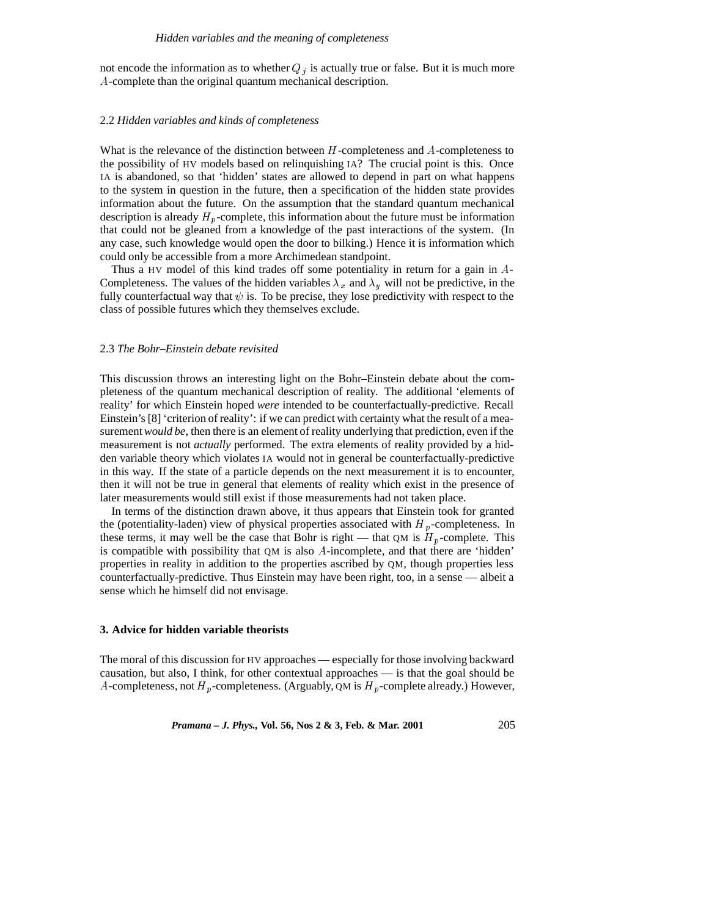not encode the information as to whether $Q_j$ is actually true or false. But it is much more $A$-complete than the original quantum mechanical description.

### 2.2 *Hidden variables and kinds of completeness*

What is the relevance of the distinction between $H$-completeness and $A$-completeness to the possibility of HV models based on relinquishing IA? The crucial point is this. Once IA is abandoned, so that 'hidden' states are allowed to depend in part on what happens to the system in question in the future, then a specification of the hidden state provides information about the future. On the assumption that the standard quantum mechanical description is already $H_p$-complete, this information about the future must be information that could not be gleaned from a knowledge of the past interactions of the system. (In any case, such knowledge would open the door to bilking.) Hence it is information which could only be accessible from a more Archimedean standpoint.

Thus a HV model of this kind trades off some potentiality in return for a gain in $A$-Completeness. The values of the hidden variables $\lambda_x$ and $\lambda_y$ will not be predictive, in the fully counterfactual way that $\psi$ is. To be precise, they lose predictivity with respect to the class of possible futures which they themselves exclude.

### 2.3 *The Bohr–Einstein debate revisited*

This discussion throws an interesting light on the Bohr–Einstein debate about the completeness of the quantum mechanical description of reality. The additional 'elements of reality' for which Einstein hoped *were* intended to be counterfactually-predictive. Recall Einstein's [8] 'criterion of reality': if we can predict with certainty what the result of a measurement *would be*, then there is an element of reality underlying that prediction, even if the measurement is not *actually* performed. The extra elements of reality provided by a hidden variable theory which violates IA would not in general be counterfactually-predictive in this way. If the state of a particle depends on the next measurement it is to encounter, then it will not be true in general that elements of reality which exist in the presence of later measurements would still exist if those measurements had not taken place.

In terms of the distinction drawn above, it thus appears that Einstein took for granted the (potentiality-laden) view of physical properties associated with $H_p$-completeness. In these terms, it may well be the case that Bohr is right — that QM is $H_p$-complete. This is compatible with possibility that QM is also $A$-incomplete, and that there are 'hidden' properties in reality in addition to the properties ascribed by QM, though properties less counterfactually-predictive. Thus Einstein may have been right, too, in a sense — albeit a sense which he himself did not envisage.

## 3. Advice for hidden variable theorists

The moral of this discussion for HV approaches — especially for those involving backward causation, but also, I think, for other contextual approaches — is that the goal should be $A$-completeness, not $H_p$-completeness. (Arguably, QM is $H_p$-complete already.) However,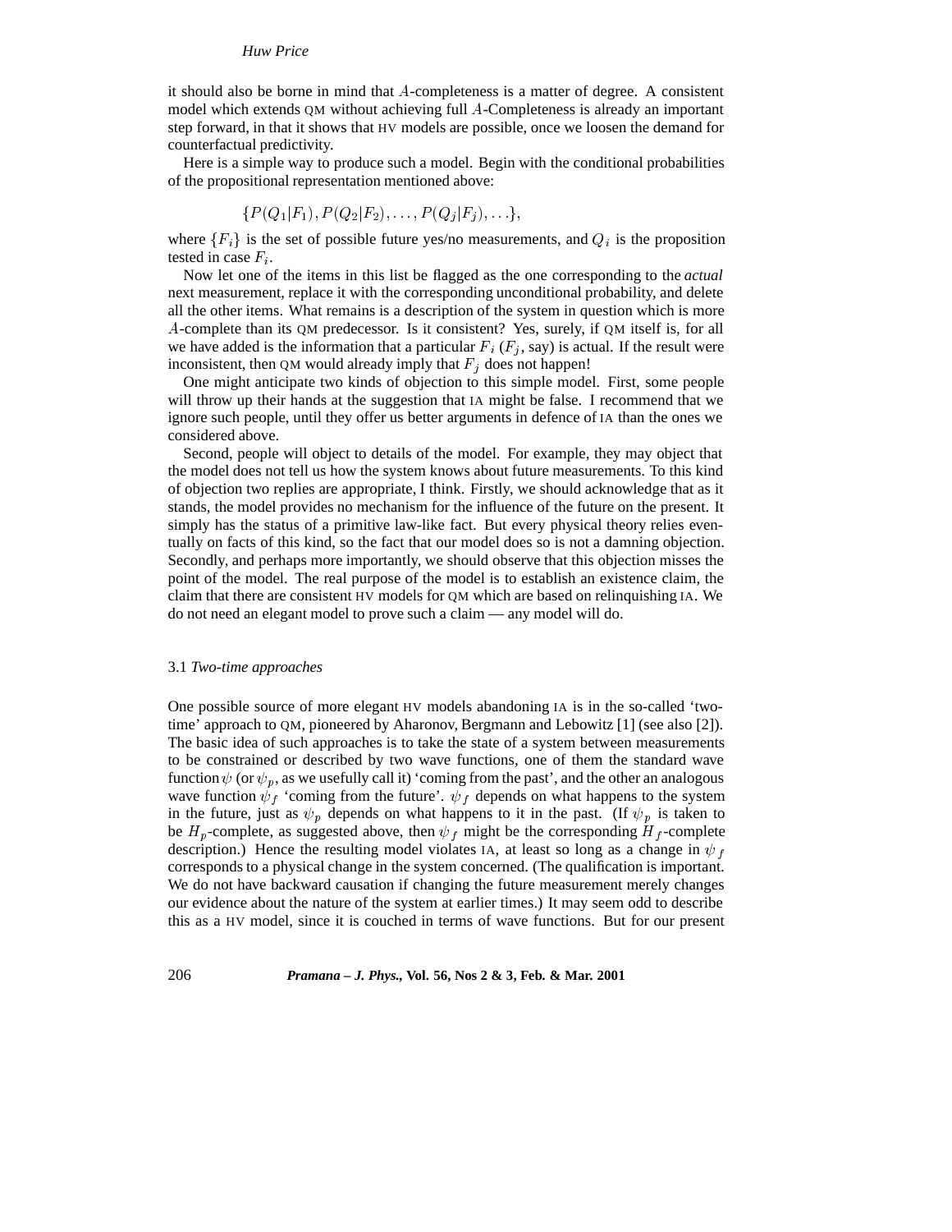it should also be borne in mind that $A$-completeness is a matter of degree. A consistent model which extends QM without achieving full $A$-Completeness is already an important step forward, in that it shows that HV models are possible, once we loosen the demand for counterfactual predictivity.

Here is a simple way to produce such a model. Begin with the conditional probabilities of the propositional representation mentioned above:

$$\{P(Q_1|F_1), P(Q_2|F_2), \ldots, P(Q_j|F_j), \ldots\},$$

where $\{F_i\}$ is the set of possible future yes/no measurements, and $Q_i$ is the proposition tested in case $F_i$.

Now let one of the items in this list be flagged as the one corresponding to the *actual* next measurement, replace it with the corresponding unconditional probability, and delete all the other items. What remains is a description of the system in question which is more $A$-complete than its QM predecessor. Is it consistent? Yes, surely, if QM itself is, for all we have added is the information that a particular $F_i$ ($F_j$, say) is actual. If the result were inconsistent, then QM would already imply that $F_j$ does not happen!

One might anticipate two kinds of objection to this simple model. First, some people will throw up their hands at the suggestion that IA might be false. I recommend that we ignore such people, until they offer us better arguments in defence of IA than the ones we considered above.

Second, people will object to details of the model. For example, they may object that the model does not tell us how the system knows about future measurements. To this kind of objection two replies are appropriate, I think. Firstly, we should acknowledge that as it stands, the model provides no mechanism for the influence of the future on the present. It simply has the status of a primitive law-like fact. But every physical theory relies eventually on facts of this kind, so the fact that our model does so is not a damning objection. Secondly, and perhaps more importantly, we should observe that this objection misses the point of the model. The real purpose of the model is to establish an existence claim, the claim that there are consistent HV models for QM which are based on relinquishing IA. We do not need an elegant model to prove such a claim — any model will do.

### 3.1 *Two-time approaches*

One possible source of more elegant HV models abandoning IA is in the so-called 'two-time' approach to QM, pioneered by Aharonov, Bergmann and Lebowitz [1] (see also [2]). The basic idea of such approaches is to take the state of a system between measurements to be constrained or described by two wave functions, one of them the standard wave function $\psi$ (or $\psi_p$, as we usefully call it) 'coming from the past', and the other an analogous wave function $\psi_f$ 'coming from the future'. $\psi_f$ depends on what happens to the system in the future, just as $\psi_p$ depends on what happens to it in the past. (If $\psi_p$ is taken to be $H_p$-complete, as suggested above, then $\psi_f$ might be the corresponding $H_f$-complete description.) Hence the resulting model violates IA, at least so long as a change in $\psi_f$ corresponds to a physical change in the system concerned. (The qualification is important. We do not have backward causation if changing the future measurement merely changes our evidence about the nature of the system at earlier times.) It may seem odd to describe this as a HV model, since it is couched in terms of wave functions. But for our present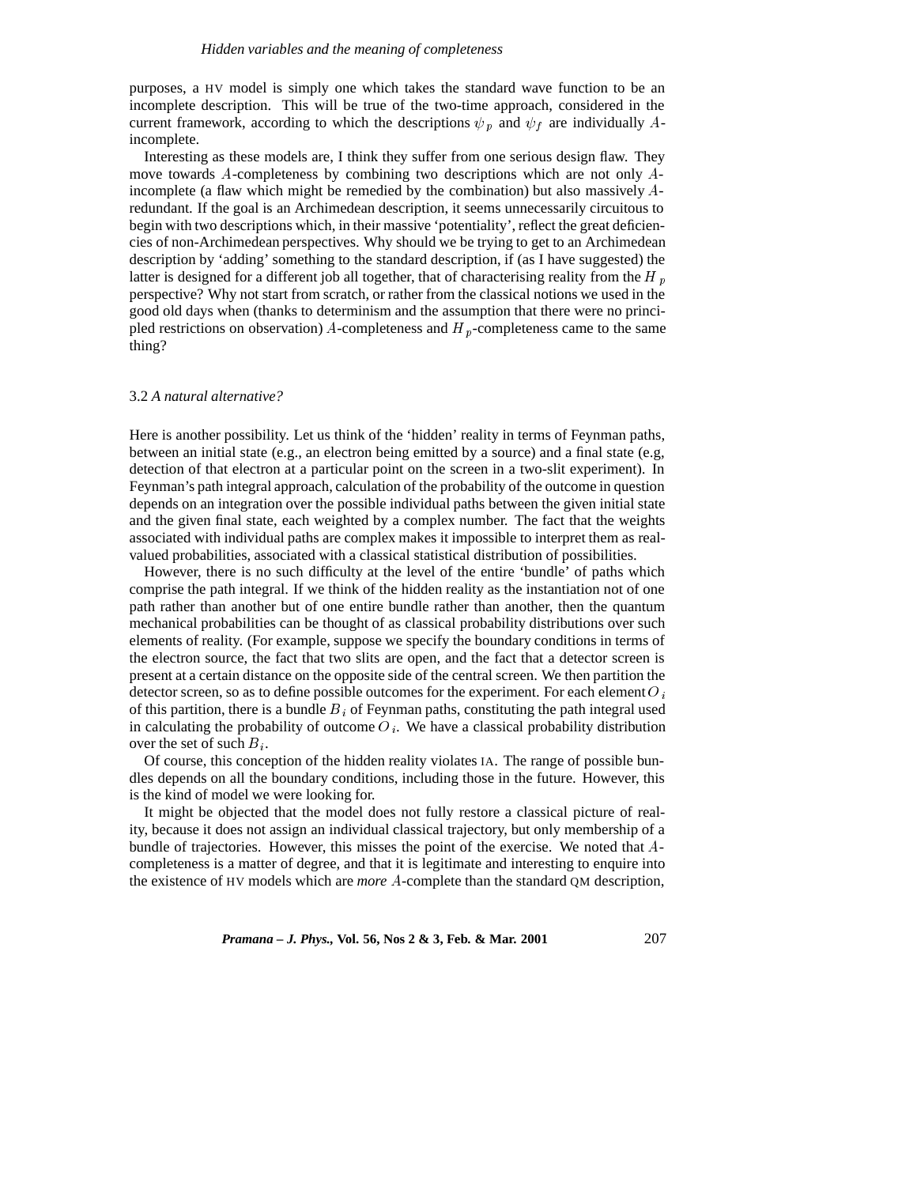purposes, a HV model is simply one which takes the standard wave function to be an incomplete description. This will be true of the two-time approach, considered in the current framework, according to which the descriptions $\psi_p$ and $\psi_f$ are individually $A$-incomplete.

Interesting as these models are, I think they suffer from one serious design flaw. They move towards $A$-completeness by combining two descriptions which are not only $A$-incomplete (a flaw which might be remedied by the combination) but also massively $A$-redundant. If the goal is an Archimedean description, it seems unnecessarily circuitous to begin with two descriptions which, in their massive 'potentiality', reflect the great deficiencies of non-Archimedean perspectives. Why should we be trying to get to an Archimedean description by 'adding' something to the standard description, if (as I have suggested) the latter is designed for a different job all together, that of characterising reality from the $H_p$ perspective? Why not start from scratch, or rather from the classical notions we used in the good old days when (thanks to determinism and the assumption that there were no principled restrictions on observation) $A$-completeness and $H_p$-completeness came to the same thing?

### 3.2 *A natural alternative?*

Here is another possibility. Let us think of the 'hidden' reality in terms of Feynman paths, between an initial state (e.g., an electron being emitted by a source) and a final state (e.g, detection of that electron at a particular point on the screen in a two-slit experiment). In Feynman's path integral approach, calculation of the probability of the outcome in question depends on an integration over the possible individual paths between the given initial state and the given final state, each weighted by a complex number. The fact that the weights associated with individual paths are complex makes it impossible to interpret them as real-valued probabilities, associated with a classical statistical distribution of possibilities.

However, there is no such difficulty at the level of the entire 'bundle' of paths which comprise the path integral. If we think of the hidden reality as the instantiation not of one path rather than another but of one entire bundle rather than another, then the quantum mechanical probabilities can be thought of as classical probability distributions over such elements of reality. (For example, suppose we specify the boundary conditions in terms of the electron source, the fact that two slits are open, and the fact that a detector screen is present at a certain distance on the opposite side of the central screen. We then partition the detector screen, so as to define possible outcomes for the experiment. For each element $O_i$ of this partition, there is a bundle $B_i$ of Feynman paths, constituting the path integral used in calculating the probability of outcome $O_i$. We have a classical probability distribution over the set of such $B_i$.

Of course, this conception of the hidden reality violates IA. The range of possible bundles depends on all the boundary conditions, including those in the future. However, this is the kind of model we were looking for.

It might be objected that the model does not fully restore a classical picture of reality, because it does not assign an individual classical trajectory, but only membership of a bundle of trajectories. However, this misses the point of the exercise. We noted that $A$-completeness is a matter of degree, and that it is legitimate and interesting to enquire into the existence of HV models which are *more* $A$-complete than the standard QM description,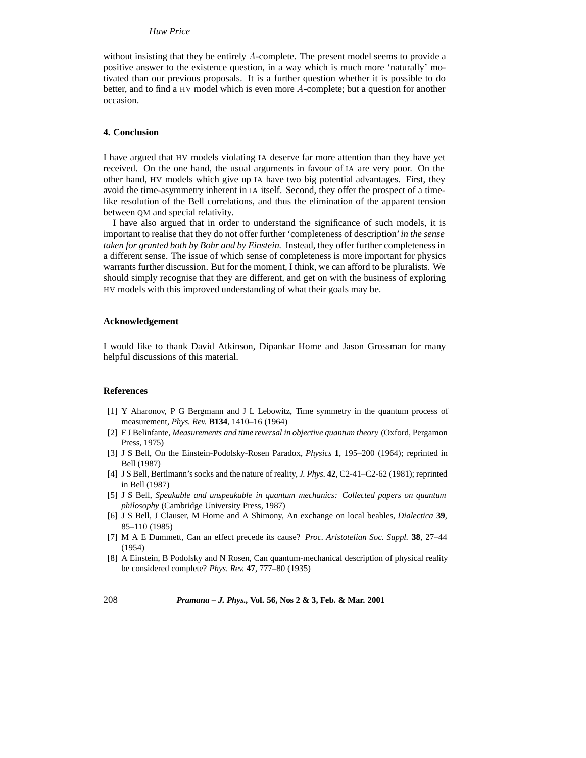without insisting that they be entirely $A$-complete. The present model seems to provide a positive answer to the existence question, in a way which is much more 'naturally' motivated than our previous proposals. It is a further question whether it is possible to do better, and to find a HV model which is even more $A$-complete; but a question for another occasion.

## 4. Conclusion

I have argued that HV models violating IA deserve far more attention than they have yet received. On the one hand, the usual arguments in favour of IA are very poor. On the other hand, HV models which give up IA have two big potential advantages. First, they avoid the time-asymmetry inherent in IA itself. Second, they offer the prospect of a time-like resolution of the Bell correlations, and thus the elimination of the apparent tension between QM and special relativity.

I have also argued that in order to understand the significance of such models, it is important to realise that they do not offer further 'completeness of description' *in the sense taken for granted both by Bohr and by Einstein.* Instead, they offer further completeness in a different sense. The issue of which sense of completeness is more important for physics warrants further discussion. But for the moment, I think, we can afford to be pluralists. We should simply recognise that they are different, and get on with the business of exploring HV models with this improved understanding of what their goals may be.

## Acknowledgement

I would like to thank David Atkinson, Dipankar Home and Jason Grossman for many helpful discussions of this material.

## References

[1] Y Aharonov, P G Bergmann and J L Lebowitz, Time symmetry in the quantum process of measurement, *Phys. Rev.* **B134**, 1410–16 (1964)

[2] F J Belinfante, *Measurements and time reversal in objective quantum theory* (Oxford, Pergamon Press, 1975)

[3] J S Bell, On the Einstein-Podolsky-Rosen Paradox, *Physics* **1**, 195–200 (1964); reprinted in Bell (1987)

[4] J S Bell, Bertlmann's socks and the nature of reality, *J. Phys.* **42**, C2-41–C2-62 (1981); reprinted in Bell (1987)

[5] J S Bell, *Speakable and unspeakable in quantum mechanics: Collected papers on quantum philosophy* (Cambridge University Press, 1987)

[6] J S Bell, J Clauser, M Horne and A Shimony, An exchange on local beables, *Dialectica* **39**, 85–110 (1985)

[7] M A E Dummett, Can an effect precede its cause? *Proc. Aristotelian Soc. Suppl.* **38**, 27–44 (1954)

[8] A Einstein, B Podolsky and N Rosen, Can quantum-mechanical description of physical reality be considered complete? *Phys. Rev.* **47**, 777–80 (1935)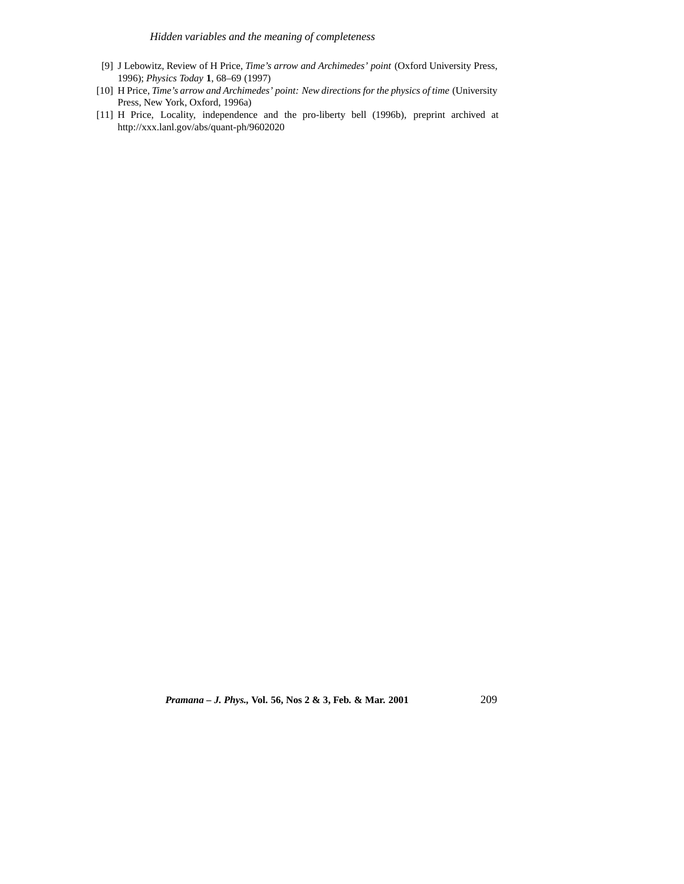[9] J Lebowitz, Review of H Price, *Time's arrow and Archimedes' point* (Oxford University Press, 1996); *Physics Today* **1**, 68–69 (1997)

[10] H Price, *Time's arrow and Archimedes' point: New directions for the physics of time* (University Press, New York, Oxford, 1996a)

[11] H Price, Locality, independence and the pro-liberty bell (1996b), preprint archived at http://xxx.lanl.gov/abs/quant-ph/9602020